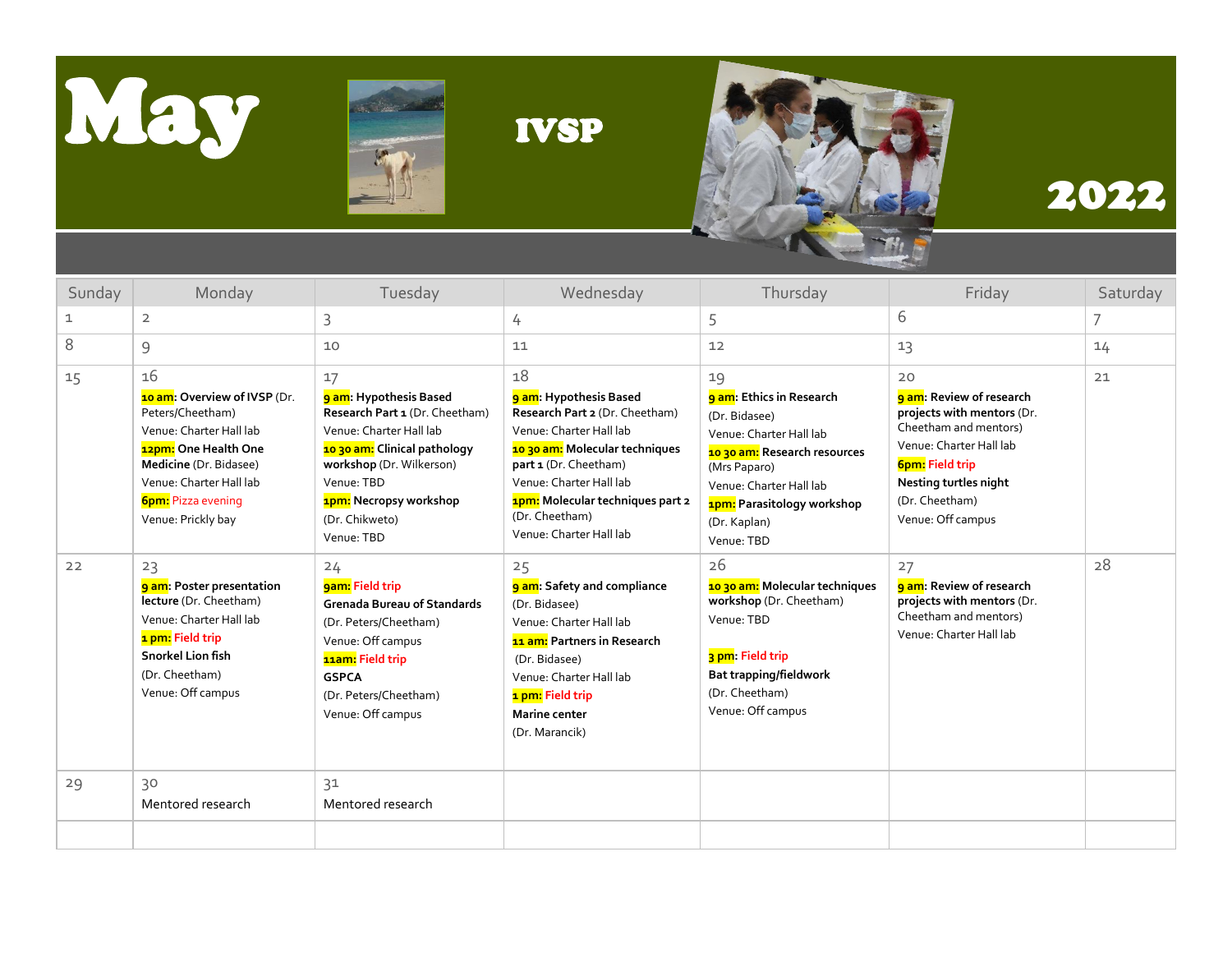# May

# IVSP

# 2022

| Sunday | Monday | Tuesday | Wednesday | Thursday | Friday | Saturday |
|---|---|---|---|---|---|---|
| 1 | 2 | 3 | 4 | 5 | 6 | 7 |
| 8 | 9 | 10 | 11 | 12 | 13 | 14 |
| 15 | 16<br>**10 am: Overview of IVSP** (Dr. Peters/Cheetham)<br>Venue: Charter Hall lab<br>**12pm: One Health One Medicine** (Dr. Bidasee)<br>Venue: Charter Hall lab<br>**6pm:** Pizza evening<br>Venue: Prickly bay | 17<br>**9 am: Hypothesis Based Research Part 1** (Dr. Cheetham)<br>Venue: Charter Hall lab<br>**10 30 am: Clinical pathology workshop** (Dr. Wilkerson)<br>Venue: TBD<br>**1pm: Necropsy workshop** (Dr. Chikweto)<br>Venue: TBD | 18<br>**9 am: Hypothesis Based Research Part 2** (Dr. Cheetham)<br>Venue: Charter Hall lab<br>**10 30 am: Molecular techniques part 1** (Dr. Cheetham)<br>Venue: Charter Hall lab<br>**1pm: Molecular techniques part 2** (Dr. Cheetham)<br>Venue: Charter Hall lab | 19<br>**9 am: Ethics in Research** (Dr. Bidasee)<br>Venue: Charter Hall lab<br>**10 30 am: Research resources** (Mrs Paparo)<br>Venue: Charter Hall lab<br>**1pm: Parasitology workshop** (Dr. Kaplan)<br>Venue: TBD | 20<br>**9 am: Review of research projects with mentors** (Dr. Cheetham and mentors)<br>Venue: Charter Hall lab<br>**6pm: Field trip**<br>**Nesting turtles night** (Dr. Cheetham)<br>Venue: Off campus | 21 |
| 22 | 23<br>**9 am: Poster presentation lecture** (Dr. Cheetham)<br>Venue: Charter Hall lab<br>**1 pm: Field trip**<br>**Snorkel Lion fish** (Dr. Cheetham)<br>Venue: Off campus | 24<br>**9am: Field trip**<br>**Grenada Bureau of Standards** (Dr. Peters/Cheetham)<br>Venue: Off campus<br>**11am: Field trip**<br>**GSPCA** (Dr. Peters/Cheetham)<br>Venue: Off campus | 25<br>**9 am: Safety and compliance** (Dr. Bidasee)<br>Venue: Charter Hall lab<br>**11 am: Partners in Research** (Dr. Bidasee)<br>Venue: Charter Hall lab<br>**1 pm: Field trip**<br>**Marine center** (Dr. Marancik) | 26<br>**10 30 am: Molecular techniques workshop** (Dr. Cheetham)<br>Venue: TBD<br>**3 pm: Field trip**<br>**Bat trapping/fieldwork** (Dr. Cheetham)<br>Venue: Off campus | 27<br>**9 am: Review of research projects with mentors** (Dr. Cheetham and mentors)<br>Venue: Charter Hall lab | 28 |
| 29 | 30<br>Mentored research | 31<br>Mentored research | | | | |
| | | | | | | |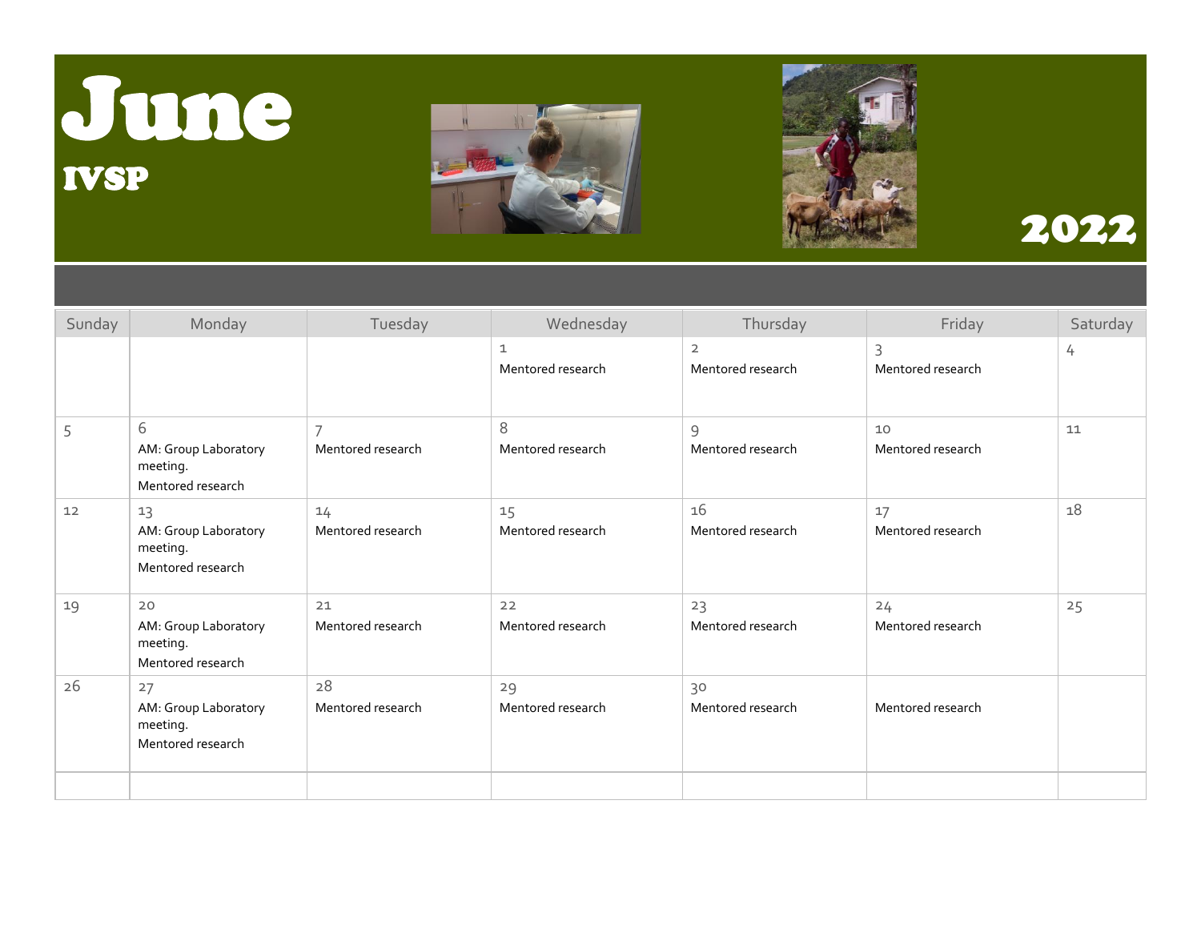# June

## IVSP

# 2022

| Sunday | Monday | Tuesday | Wednesday | Thursday | Friday | Saturday |
|---|---|---|---|---|---|---|
| | | | 1<br>Mentored research | 2<br>Mentored research | 3<br>Mentored research | 4 |
| 5 | 6<br>AM: Group Laboratory meeting.<br>Mentored research | 7<br>Mentored research | 8<br>Mentored research | 9<br>Mentored research | 10<br>Mentored research | 11 |
| 12 | 13<br>AM: Group Laboratory meeting.<br>Mentored research | 14<br>Mentored research | 15<br>Mentored research | 16<br>Mentored research | 17<br>Mentored research | 18 |
| 19 | 20<br>AM: Group Laboratory meeting.<br>Mentored research | 21<br>Mentored research | 22<br>Mentored research | 23<br>Mentored research | 24<br>Mentored research | 25 |
| 26 | 27<br>AM: Group Laboratory meeting.<br>Mentored research | 28<br>Mentored research | 29<br>Mentored research | 30<br>Mentored research | Mentored research | |
| | | | | | | |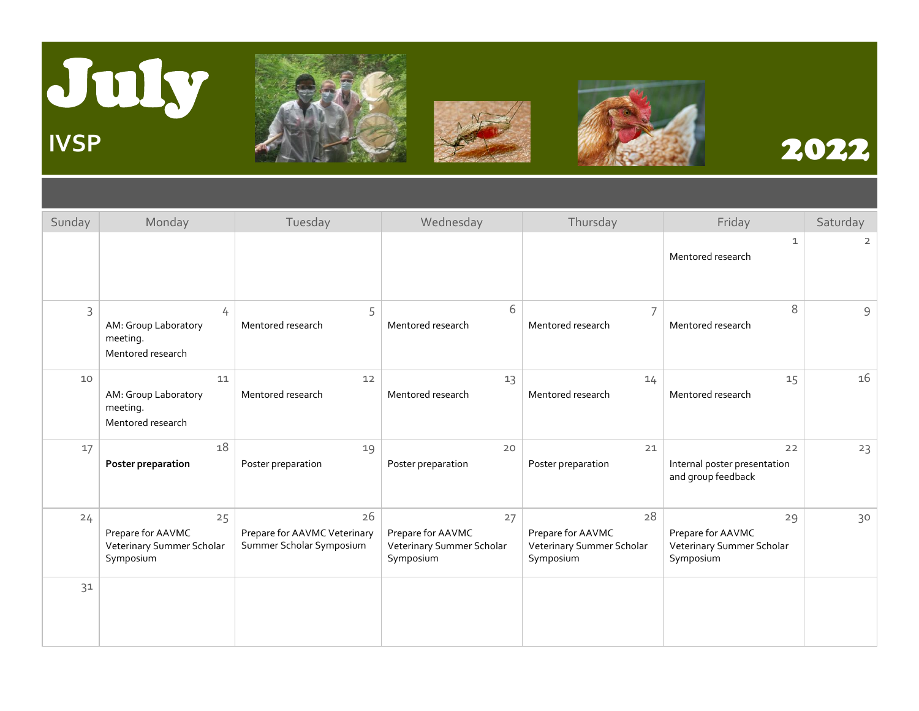# July

## IVSP

# 2022

| Sunday | Monday | Tuesday | Wednesday | Thursday | Friday | Saturday |
|---|---|---|---|---|---|---|
| | | | | | 1<br>Mentored research | 2 |
| 3 | 4<br>AM: Group Laboratory meeting.<br>Mentored research | 5<br>Mentored research | 6<br>Mentored research | 7<br>Mentored research | 8<br>Mentored research | 9 |
| 10 | 11<br>AM: Group Laboratory meeting.<br>Mentored research | 12<br>Mentored research | 13<br>Mentored research | 14<br>Mentored research | 15<br>Mentored research | 16 |
| 17 | 18<br>**Poster preparation** | 19<br>Poster preparation | 20<br>Poster preparation | 21<br>Poster preparation | 22<br>Internal poster presentation and group feedback | 23 |
| 24 | 25<br>Prepare for AAVMC Veterinary Summer Scholar Symposium | 26<br>Prepare for AAVMC Veterinary Summer Scholar Symposium | 27<br>Prepare for AAVMC Veterinary Summer Scholar Symposium | 28<br>Prepare for AAVMC Veterinary Summer Scholar Symposium | 29<br>Prepare for AAVMC Veterinary Summer Scholar Symposium | 30 |
| 31 | | | | | | |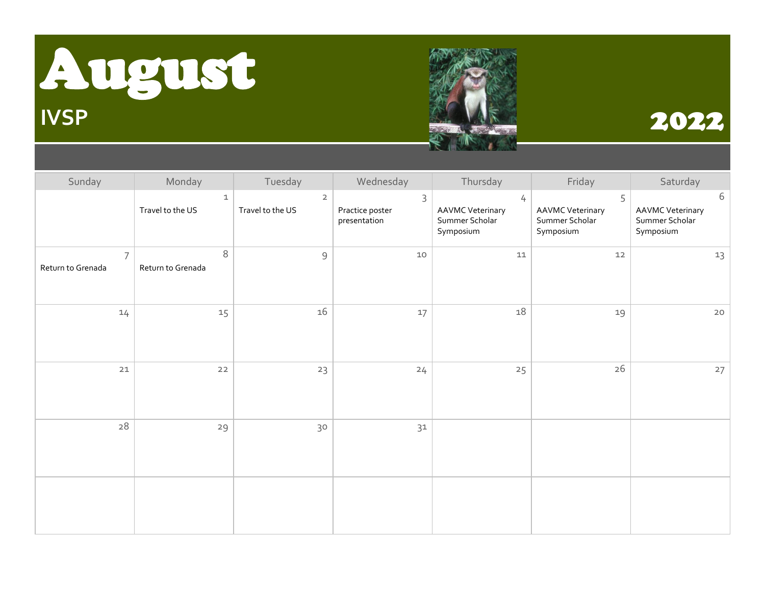# August

## IVSP

## 2022

| Sunday | Monday | Tuesday | Wednesday | Thursday | Friday | Saturday |
|---|---|---|---|---|---|---|
| | 1 Travel to the US | 2 Travel to the US | 3 Practice poster presentation | 4 AAVMC Veterinary Summer Scholar Symposium | 5 AAVMC Veterinary Summer Scholar Symposium | 6 AAVMC Veterinary Summer Scholar Symposium |
| 7 Return to Grenada | 8 Return to Grenada | 9 | 10 | 11 | 12 | 13 |
| 14 | 15 | 16 | 17 | 18 | 19 | 20 |
| 21 | 22 | 23 | 24 | 25 | 26 | 27 |
| 28 | 29 | 30 | 31 | | | |
| | | | | | | |